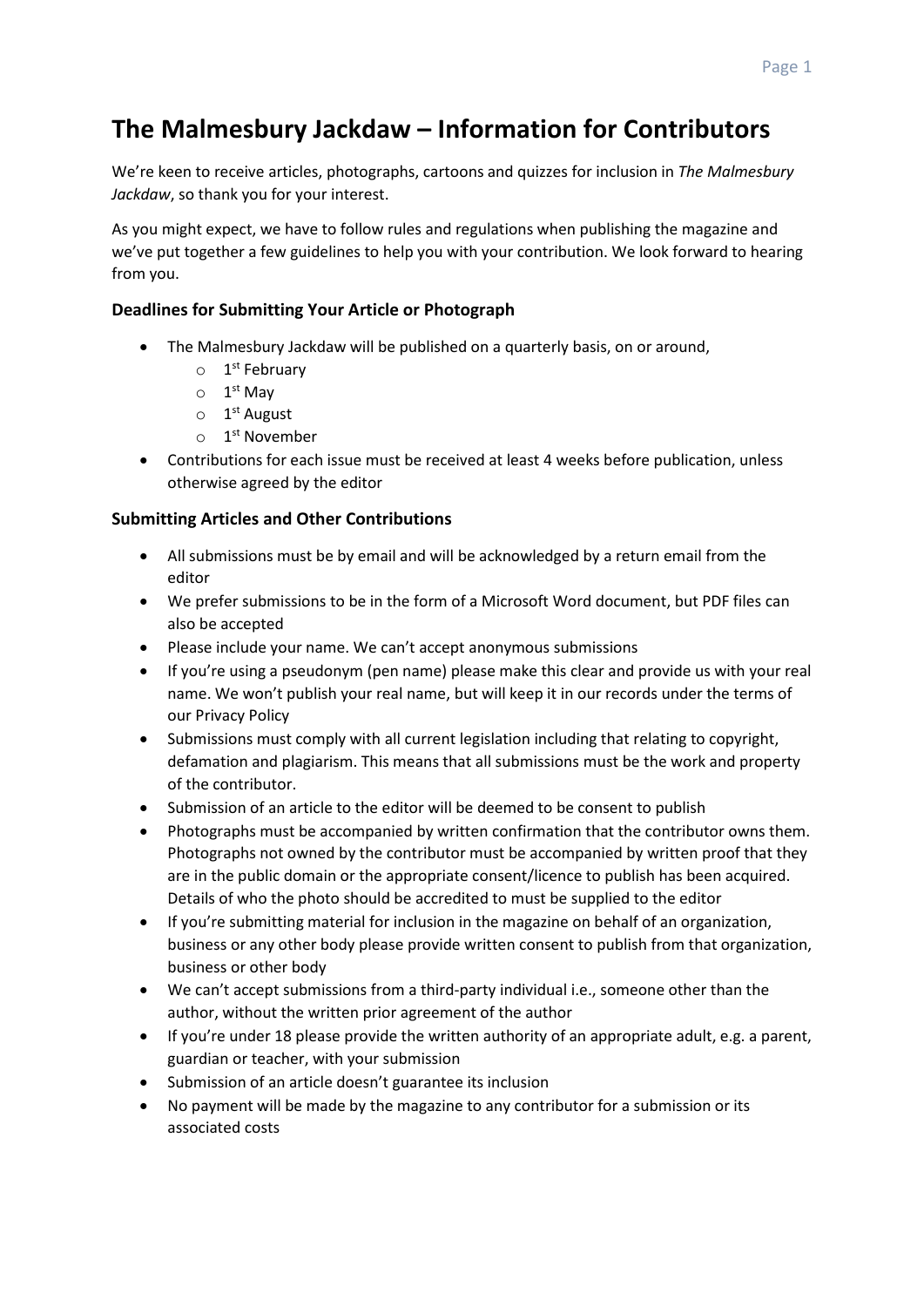# The Malmesbury Jackdaw – Information for Contributors

We're keen to receive articles, photographs, cartoons and quizzes for inclusion in *The Malmesbury Jackdaw*, so thank you for your interest.

As you might expect, we have to follow rules and regulations when publishing the magazine and we've put together a few guidelines to help you with your contribution. We look forward to hearing from you.

### Deadlines for Submitting Your Article or Photograph

- The Malmesbury Jackdaw will be published on a quarterly basis, on or around,
    - 1st February
    - 1st May
    - 1st August
    - 1st November
- Contributions for each issue must be received at least 4 weeks before publication, unless otherwise agreed by the editor

### Submitting Articles and Other Contributions

- All submissions must be by email and will be acknowledged by a return email from the editor
- We prefer submissions to be in the form of a Microsoft Word document, but PDF files can also be accepted
- Please include your name. We can't accept anonymous submissions
- If you're using a pseudonym (pen name) please make this clear and provide us with your real name. We won't publish your real name, but will keep it in our records under the terms of our Privacy Policy
- Submissions must comply with all current legislation including that relating to copyright, defamation and plagiarism. This means that all submissions must be the work and property of the contributor.
- Submission of an article to the editor will be deemed to be consent to publish
- Photographs must be accompanied by written confirmation that the contributor owns them. Photographs not owned by the contributor must be accompanied by written proof that they are in the public domain or the appropriate consent/licence to publish has been acquired. Details of who the photo should be accredited to must be supplied to the editor
- If you're submitting material for inclusion in the magazine on behalf of an organization, business or any other body please provide written consent to publish from that organization, business or other body
- We can't accept submissions from a third-party individual i.e., someone other than the author, without the written prior agreement of the author
- If you're under 18 please provide the written authority of an appropriate adult, e.g. a parent, guardian or teacher, with your submission
- Submission of an article doesn't guarantee its inclusion
- No payment will be made by the magazine to any contributor for a submission or its associated costs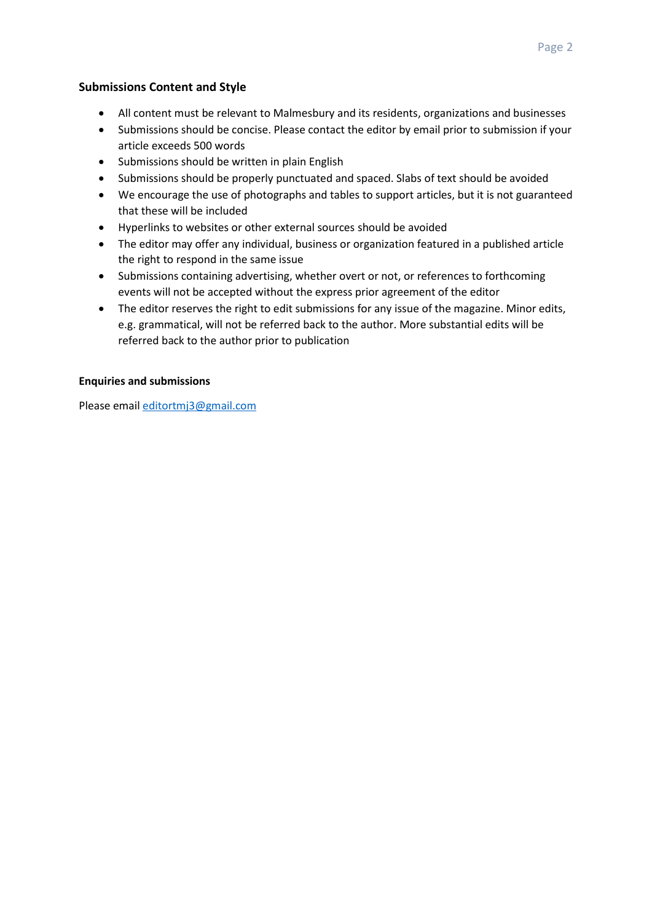### Submissions Content and Style

- All content must be relevant to Malmesbury and its residents, organizations and businesses
- Submissions should be concise. Please contact the editor by email prior to submission if your article exceeds 500 words
- Submissions should be written in plain English
- Submissions should be properly punctuated and spaced. Slabs of text should be avoided
- We encourage the use of photographs and tables to support articles, but it is not guaranteed that these will be included
- Hyperlinks to websites or other external sources should be avoided
- The editor may offer any individual, business or organization featured in a published article the right to respond in the same issue
- Submissions containing advertising, whether overt or not, or references to forthcoming events will not be accepted without the express prior agreement of the editor
- The editor reserves the right to edit submissions for any issue of the magazine. Minor edits, e.g. grammatical, will not be referred back to the author. More substantial edits will be referred back to the author prior to publication

**Enquiries and submissions**

Please email editortmj3@gmail.com